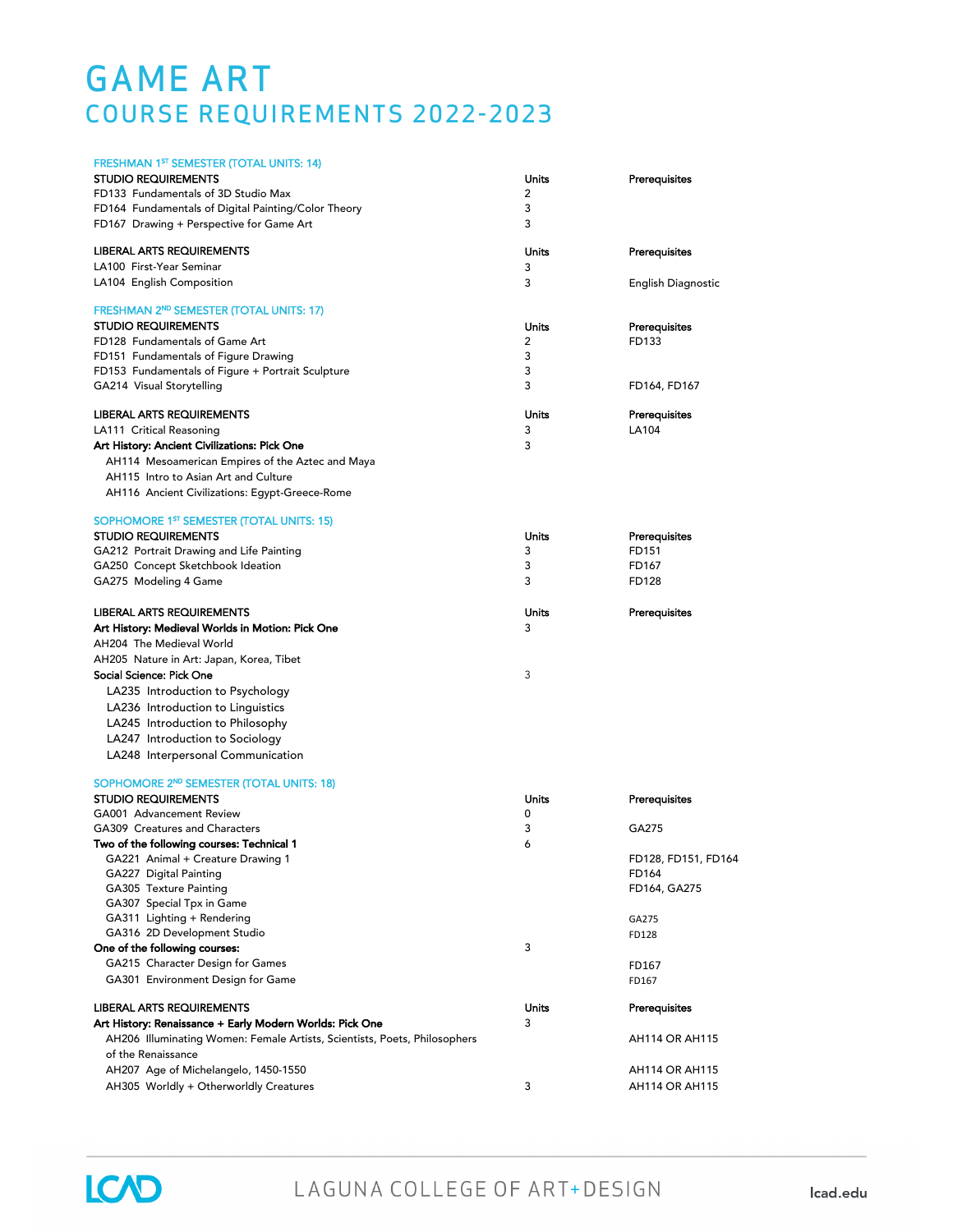# GAME ART

## COURSE REQUIREMENTS 2022-2023

### FRESHMAN 1ST SEMESTER (TOTAL UNITS: 14)

| STUDIO REQUIREMENTS | Units | Prerequisites |
|---|---|---|
| FD133 Fundamentals of 3D Studio Max | 2 | |
| FD164 Fundamentals of Digital Painting/Color Theory | 3 | |
| FD167 Drawing + Perspective for Game Art | 3 | |

| LIBERAL ARTS REQUIREMENTS | Units | Prerequisites |
|---|---|---|
| LA100 First-Year Seminar | 3 | |
| LA104 English Composition | 3 | English Diagnostic |

### FRESHMAN 2ND SEMESTER (TOTAL UNITS: 17)

| STUDIO REQUIREMENTS | Units | Prerequisites |
|---|---|---|
| FD128 Fundamentals of Game Art | 2 | FD133 |
| FD151 Fundamentals of Figure Drawing | 3 | |
| FD153 Fundamentals of Figure + Portrait Sculpture | 3 | |
| GA214 Visual Storytelling | 3 | FD164, FD167 |

| LIBERAL ARTS REQUIREMENTS | Units | Prerequisites |
|---|---|---|
| LA111 Critical Reasoning | 3 | LA104 |
| **Art History: Ancient Civilizations: Pick One** | 3 | |
| AH114 Mesoamerican Empires of the Aztec and Maya | | |
| AH115 Intro to Asian Art and Culture | | |
| AH116 Ancient Civilizations: Egypt-Greece-Rome | | |

### SOPHOMORE 1ST SEMESTER (TOTAL UNITS: 15)

| STUDIO REQUIREMENTS | Units | Prerequisites |
|---|---|---|
| GA212 Portrait Drawing and Life Painting | 3 | FD151 |
| GA250 Concept Sketchbook Ideation | 3 | FD167 |
| GA275 Modeling 4 Game | 3 | FD128 |

| LIBERAL ARTS REQUIREMENTS | Units | Prerequisites |
|---|---|---|
| **Art History: Medieval Worlds in Motion: Pick One** | 3 | |
| AH204 The Medieval World | | |
| AH205 Nature in Art: Japan, Korea, Tibet | | |
| **Social Science: Pick One** | 3 | |
| LA235 Introduction to Psychology | | |
| LA236 Introduction to Linguistics | | |
| LA245 Introduction to Philosophy | | |
| LA247 Introduction to Sociology | | |
| LA248 Interpersonal Communication | | |

### SOPHOMORE 2ND SEMESTER (TOTAL UNITS: 18)

| STUDIO REQUIREMENTS | Units | Prerequisites |
|---|---|---|
| GA001 Advancement Review | 0 | |
| GA309 Creatures and Characters | 3 | GA275 |
| **Two of the following courses: Technical 1** | 6 | |
| GA221 Animal + Creature Drawing 1 | | FD128, FD151, FD164 |
| GA227 Digital Painting | | FD164 |
| GA305 Texture Painting | | FD164, GA275 |
| GA307 Special Tpx in Game | | |
| GA311 Lighting + Rendering | | GA275 |
| GA316 2D Development Studio | | FD128 |
| **One of the following courses:** | 3 | |
| GA215 Character Design for Games | | FD167 |
| GA301 Environment Design for Game | | FD167 |

| LIBERAL ARTS REQUIREMENTS | Units | Prerequisites |
|---|---|---|
| **Art History: Renaissance + Early Modern Worlds: Pick One** | 3 | |
| AH206 Illuminating Women: Female Artists, Scientists, Poets, Philosophers of the Renaissance | | AH114 OR AH115 |
| AH207 Age of Michelangelo, 1450-1550 | | AH114 OR AH115 |
| AH305 Worldly + Otherworldly Creatures | 3 | AH114 OR AH115 |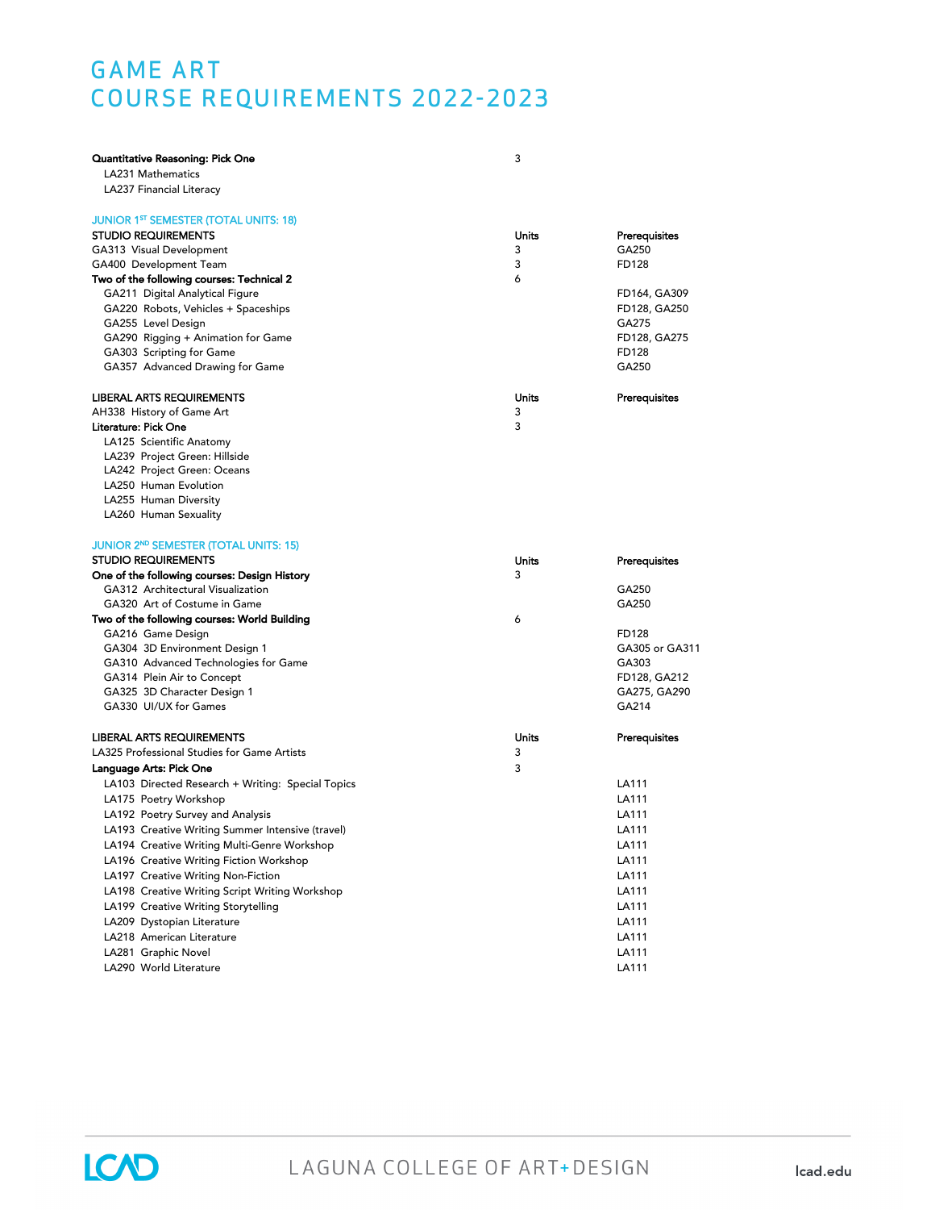# GAME ART
# COURSE REQUIREMENTS 2022-2023

| | Units | |
|---|---|---|
| **Quantitative Reasoning: Pick One** | 3 | |
| LA231 Mathematics | | |
| LA237 Financial Literacy | | |

## JUNIOR 1ST SEMESTER (TOTAL UNITS: 18)

| STUDIO REQUIREMENTS | Units | Prerequisites |
|---|---|---|
| GA313 Visual Development | 3 | GA250 |
| GA400 Development Team | 3 | FD128 |
| **Two of the following courses: Technical 2** | 6 | |
| GA211 Digital Analytical Figure | | FD164, GA309 |
| GA220 Robots, Vehicles + Spaceships | | FD128, GA250 |
| GA255 Level Design | | GA275 |
| GA290 Rigging + Animation for Game | | FD128, GA275 |
| GA303 Scripting for Game | | FD128 |
| GA357 Advanced Drawing for Game | | GA250 |

| LIBERAL ARTS REQUIREMENTS | Units | Prerequisites |
|---|---|---|
| AH338 History of Game Art | 3 | |
| **Literature: Pick One** | 3 | |
| LA125 Scientific Anatomy | | |
| LA239 Project Green: Hillside | | |
| LA242 Project Green: Oceans | | |
| LA250 Human Evolution | | |
| LA255 Human Diversity | | |
| LA260 Human Sexuality | | |

## JUNIOR 2ND SEMESTER (TOTAL UNITS: 15)

| STUDIO REQUIREMENTS | Units | Prerequisites |
|---|---|---|
| **One of the following courses: Design History** | 3 | |
| GA312 Architectural Visualization | | GA250 |
| GA320 Art of Costume in Game | | GA250 |
| **Two of the following courses: World Building** | 6 | |
| GA216 Game Design | | FD128 |
| GA304 3D Environment Design 1 | | GA305 or GA311 |
| GA310 Advanced Technologies for Game | | GA303 |
| GA314 Plein Air to Concept | | FD128, GA212 |
| GA325 3D Character Design 1 | | GA275, GA290 |
| GA330 UI/UX for Games | | GA214 |

| LIBERAL ARTS REQUIREMENTS | Units | Prerequisites |
|---|---|---|
| LA325 Professional Studies for Game Artists | 3 | |
| **Language Arts: Pick One** | 3 | |
| LA103 Directed Research + Writing: Special Topics | | LA111 |
| LA175 Poetry Workshop | | LA111 |
| LA192 Poetry Survey and Analysis | | LA111 |
| LA193 Creative Writing Summer Intensive (travel) | | LA111 |
| LA194 Creative Writing Multi-Genre Workshop | | LA111 |
| LA196 Creative Writing Fiction Workshop | | LA111 |
| LA197 Creative Writing Non-Fiction | | LA111 |
| LA198 Creative Writing Script Writing Workshop | | LA111 |
| LA199 Creative Writing Storytelling | | LA111 |
| LA209 Dystopian Literature | | LA111 |
| LA218 American Literature | | LA111 |
| LA281 Graphic Novel | | LA111 |
| LA290 World Literature | | LA111 |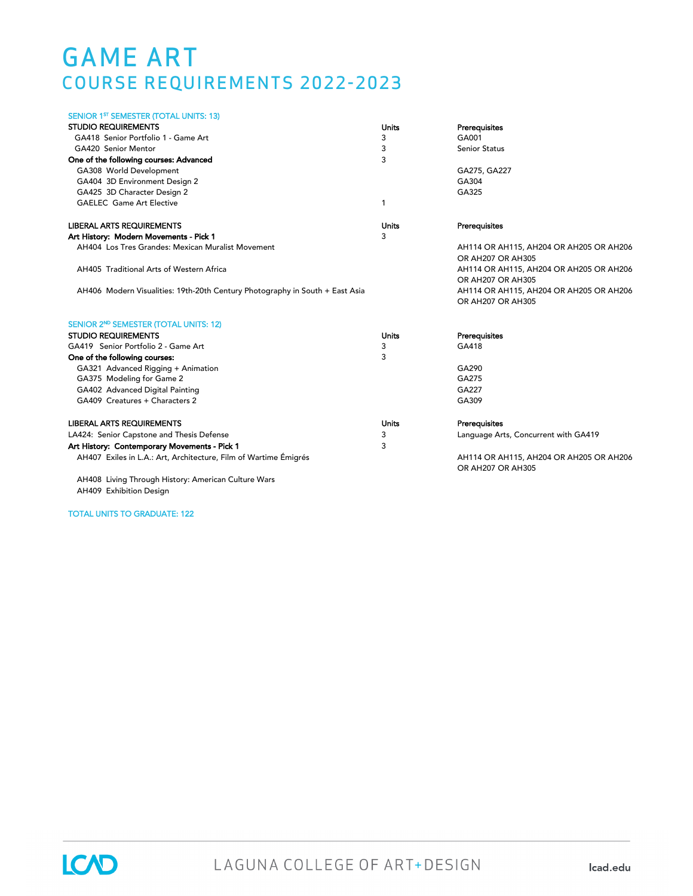# GAME ART

## COURSE REQUIREMENTS 2022-2023

### SENIOR 1ST SEMESTER (TOTAL UNITS: 13)

| STUDIO REQUIREMENTS | Units | Prerequisites |
|---|---|---|
| GA418 Senior Portfolio 1 - Game Art | 3 | GA001 |
| GA420 Senior Mentor | 3 | Senior Status |
| **One of the following courses: Advanced** | 3 | |
| GA308 World Development | | GA275, GA227 |
| GA404 3D Environment Design 2 | | GA304 |
| GA425 3D Character Design 2 | | GA325 |
| GAELEC Game Art Elective | 1 | |

| LIBERAL ARTS REQUIREMENTS | Units | Prerequisites |
|---|---|---|
| **Art History: Modern Movements - Pick 1** | 3 | |
| AH404 Los Tres Grandes: Mexican Muralist Movement | | AH114 OR AH115, AH204 OR AH205 OR AH206 OR AH207 OR AH305 |
| AH405 Traditional Arts of Western Africa | | AH114 OR AH115, AH204 OR AH205 OR AH206 OR AH207 OR AH305 |
| AH406 Modern Visualities: 19th-20th Century Photography in South + East Asia | | AH114 OR AH115, AH204 OR AH205 OR AH206 OR AH207 OR AH305 |

### SENIOR 2ND SEMESTER (TOTAL UNITS: 12)

| STUDIO REQUIREMENTS | Units | Prerequisites |
|---|---|---|
| GA419 Senior Portfolio 2 - Game Art | 3 | GA418 |
| **One of the following courses:** | 3 | |
| GA321 Advanced Rigging + Animation | | GA290 |
| GA375 Modeling for Game 2 | | GA275 |
| GA402 Advanced Digital Painting | | GA227 |
| GA409 Creatures + Characters 2 | | GA309 |

| LIBERAL ARTS REQUIREMENTS | Units | Prerequisites |
|---|---|---|
| LA424: Senior Capstone and Thesis Defense | 3 | Language Arts, Concurrent with GA419 |
| **Art History: Contemporary Movements - Pick 1** | 3 | |
| AH407 Exiles in L.A.: Art, Architecture, Film of Wartime Émigrés | | AH114 OR AH115, AH204 OR AH205 OR AH206 OR AH207 OR AH305 |
| AH408 Living Through History: American Culture Wars | | |
| AH409 Exhibition Design | | |

TOTAL UNITS TO GRADUATE: 122